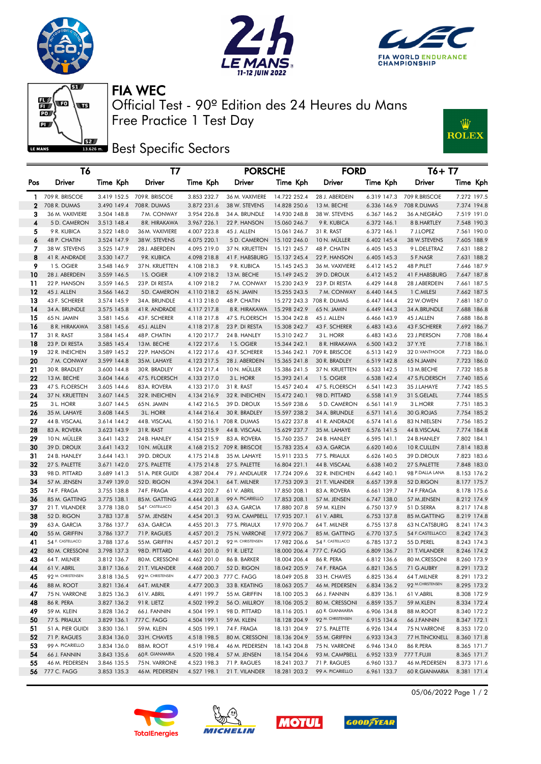# FIA WEC

## Official Test - 90º Edition des 24 Heures du Mans

## Free Practice 1 Test Day

## Best Specific Sectors

| | T6 | | | T7 | | | PORSCHE | | | FORD | | | T6+ T7 | | |
|---|---|---|---|---|---|---|---|---|---|---|---|---|---|---|---|
| Pos | Driver | Time | Kph | Driver | Time | Kph | Driver | Time | Kph | Driver | Time | Kph | Driver | Time | Kph |
| 1 | 709 R. BRISCOE | 3.419 | 152.5 | 709 R. BRISCOE | 3.853 | 232.7 | 36 M. VAXIVIERE | 14.722 | 252.4 | 28 J. ABERDEIN | 6.319 | 147.3 | 709 R.BRISCOE | 7.272 | 197.5 |
| 2 | 708 R. DUMAS | 3.490 | 149.4 | 708 R. DUMAS | 3.872 | 231.6 | 38 W. STEVENS | 14.828 | 250.6 | 13 M. BECHE | 6.336 | 146.9 | 708 R.DUMAS | 7.374 | 194.8 |
| 3 | 36 M. VAXIVIERE | 3.504 | 148.8 | 7 M. CONWAY | 3.954 | 226.8 | 34 A. BRUNDLE | 14.930 | 248.8 | 38 W. STEVENS | 6.367 | 146.2 | 36 A.NEGRÃO | 7.519 | 191.0 |
| 4 | 5 D. CAMERON | 3.513 | 148.4 | 8 R. HIRAKAWA | 3.967 | 226.1 | 22 P. HANSON | 15.060 | 246.7 | 9 R. KUBICA | 6.372 | 146.1 | 8 B.HARTLEY | 7.548 | 190.3 |
| 5 | 9 R. KUBICA | 3.522 | 148.0 | 36 M. VAXIVIERE | 4.007 | 223.8 | 45 J. ALLEN | 15.061 | 246.7 | 31 R. RAST | 6.372 | 146.1 | 7 J.LOPEZ | 7.561 | 190.0 |
| 6 | 48 P. CHATIN | 3.524 | 147.9 | 38 W. STEVENS | 4.075 | 220.1 | 5 D. CAMERON | 15.102 | 246.0 | 10 N. MÜLLER | 6.402 | 145.4 | 38 W.STEVENS | 7.605 | 188.9 |
| 7 | 38 W. STEVENS | 3.525 | 147.9 | 28 J. ABERDEIN | 4.095 | 219.0 | 37 N. KRUETTEN | 15.121 | 245.7 | 48 P. CHATIN | 6.405 | 145.3 | 9 L.DELETRAZ | 7.631 | 188.2 |
| 8 | 41 R. ANDRADE | 3.530 | 147.7 | 9 R. KUBICA | 4.098 | 218.8 | 41 F. HABSBURG | 15.137 | 245.4 | 22 P. HANSON | 6.405 | 145.3 | 5 F.NASR | 7.631 | 188.2 |
| 9 | 1 S. OGIER | 3.548 | 146.9 | 37 N. KRUETTEN | 4.108 | 218.3 | 9 R. KUBICA | 15.145 | 245.3 | 36 M. VAXIVIERE | 6.412 | 145.2 | 48 P.PILET | 7.646 | 187.9 |
| 10 | 28 J. ABERDEIN | 3.559 | 146.5 | 1 S. OGIER | 4.109 | 218.2 | 13 M. BECHE | 15.149 | 245.2 | 39 D. DROUX | 6.412 | 145.2 | 41 F.HABSBURG | 7.647 | 187.8 |
| 11 | 22 P. HANSON | 3.559 | 146.5 | 23 P. DI RESTA | 4.109 | 218.2 | 7 M. CONWAY | 15.230 | 243.9 | 23 P. DI RESTA | 6.429 | 144.8 | 28 J.ABERDEIN | 7.661 | 187.5 |
| 12 | 45 J. ALLEN | 3.566 | 146.2 | 5 D. CAMERON | 4.110 | 218.2 | 65 N. JAMIN | 15.255 | 243.5 | 7 M. CONWAY | 6.440 | 144.5 | 1 C.MILESI | 7.662 | 187.5 |
| 13 | 43 F. SCHERER | 3.574 | 145.9 | 34 A. BRUNDLE | 4.113 | 218.0 | 48 P. CHATIN | 15.272 | 243.3 | 708 R. DUMAS | 6.447 | 144.4 | 22 W.OWEN | 7.681 | 187.0 |
| 14 | 34 A. BRUNDLE | 3.575 | 145.8 | 41 R. ANDRADE | 4.117 | 217.8 | 8 R. HIRAKAWA | 15.298 | 242.9 | 65 N. JAMIN | 6.449 | 144.3 | 34 A.BRUNDLE | 7.688 | 186.8 |
| 15 | 65 N. JAMIN | 3.581 | 145.6 | 43 F. SCHERER | 4.118 | 217.8 | 47 S. FLOERSCH | 15.304 | 242.8 | 45 J. ALLEN | 6.466 | 143.9 | 45 J.ALLEN | 7.688 | 186.8 |
| 16 | 8 R. HIRAKAWA | 3.581 | 145.6 | 45 J. ALLEN | 4.118 | 217.8 | 23 P. DI RESTA | 15.308 | 242.7 | 43 F. SCHERER | 6.483 | 143.6 | 43 F.SCHERER | 7.692 | 186.7 |
| 17 | 31 R. RAST | 3.584 | 145.4 | 48 P. CHATIN | 4.120 | 217.7 | 24 B. HANLEY | 15.310 | 242.7 | 3 L. HORR | 6.483 | 143.6 | 23 J.PIERSON | 7.708 | 186.4 |
| 18 | 23 P. DI RESTA | 3.585 | 145.4 | 13 M. BECHE | 4.122 | 217.6 | 1 S. OGIER | 15.344 | 242.1 | 8 R. HIRAKAWA | 6.500 | 143.2 | 37 Y.YE | 7.718 | 186.1 |
| 19 | 32 R. INEICHEN | 3.589 | 145.2 | 22 P. HANSON | 4.122 | 217.6 | 43 F. SCHERER | 15.346 | 242.1 | 709 R. BRISCOE | 6.513 | 142.9 | 32 D.VANTHOOR | 7.723 | 186.0 |
| 20 | 7 M. CONWAY | 3.599 | 144.8 | 35 M. LAHAYE | 4.123 | 217.5 | 28 J. ABERDEIN | 15.365 | 241.8 | 30 R. BRADLEY | 6.519 | 142.8 | 65 N.JAMIN | 7.723 | 186.0 |
| 21 | 30 R. BRADLEY | 3.600 | 144.8 | 30 R. BRADLEY | 4.124 | 217.4 | 10 N. MÜLLER | 15.386 | 241.5 | 37 N. KRUETTEN | 6.533 | 142.5 | 13 M.BECHE | 7.732 | 185.8 |
| 22 | 13 M. BECHE | 3.604 | 144.6 | 47 S. FLOERSCH | 4.133 | 217.0 | 3 L. HORR | 15.393 | 241.4 | 1 S. OGIER | 6.538 | 142.4 | 47 S.FLOERSCH | 7.740 | 185.6 |
| 23 | 47 S. FLOERSCH | 3.605 | 144.6 | 83 A. ROVERA | 4.133 | 217.0 | 31 R. RAST | 15.457 | 240.4 | 47 S. FLOERSCH | 6.541 | 142.3 | 35 J.LAHAYE | 7.742 | 185.5 |
| 24 | 37 N. KRUETTEN | 3.607 | 144.5 | 32 R. INEICHEN | 4.134 | 216.9 | 32 R. INEICHEN | 15.472 | 240.1 | 98 D. PITTARD | 6.558 | 141.9 | 31 S.GELAEL | 7.744 | 185.5 |
| 25 | 3 L. HORR | 3.607 | 144.5 | 65 N. JAMIN | 4.142 | 216.5 | 39 D. DROUX | 15.569 | 238.6 | 5 D. CAMERON | 6.561 | 141.9 | 3 L.HORR | 7.751 | 185.3 |
| 26 | 35 M. LAHAYE | 3.608 | 144.5 | 3 L. HORR | 4.144 | 216.4 | 30 R. BRADLEY | 15.597 | 238.2 | 34 A. BRUNDLE | 6.571 | 141.6 | 30 G.ROJAS | 7.754 | 185.2 |
| 27 | 44 B. VISCAAL | 3.614 | 144.2 | 44 B. VISCAAL | 4.150 | 216.1 | 708 R. DUMAS | 15.622 | 237.8 | 41 R. ANDRADE | 6.574 | 141.6 | 83 N.NIELSEN | 7.756 | 185.2 |
| 28 | 83 A. ROVERA | 3.623 | 143.9 | 31 R. RAST | 4.153 | 215.9 | 44 B. VISCAAL | 15.629 | 237.7 | 35 M. LAHAYE | 6.576 | 141.5 | 44 B.VISCAAL | 7.774 | 184.8 |
| 29 | 10 N. MÜLLER | 3.641 | 143.2 | 24 B. HANLEY | 4.154 | 215.9 | 83 A. ROVERA | 15.760 | 235.7 | 24 B. HANLEY | 6.595 | 141.1 | 24 B.HANLEY | 7.802 | 184.1 |
| 30 | 39 D. DROUX | 3.641 | 143.2 | 10 N. MÜLLER | 4.168 | 215.2 | 709 R. BRISCOE | 15.783 | 235.4 | 63 A. GARCIA | 6.620 | 140.6 | 10 R.CULLEN | 7.814 | 183.8 |
| 31 | 24 B. HANLEY | 3.644 | 143.1 | 39 D. DROUX | 4.175 | 214.8 | 35 M. LAHAYE | 15.911 | 233.5 | 77 S. PRIAULX | 6.626 | 140.5 | 39 D.DROUX | 7.823 | 183.6 |
| 32 | 27 S. PALETTE | 3.671 | 142.0 | 27 S. PALETTE | 4.175 | 214.8 | 27 S. PALETTE | 16.804 | 221.1 | 44 B. VISCAAL | 6.638 | 140.2 | 27 S.PALETTE | 7.848 | 183.0 |
| 33 | 98 D. PITTARD | 3.689 | 141.3 | 51 A. PIER GUIDI | 4.387 | 204.4 | 79 J. ANDLAUER | 17.724 | 209.6 | 32 R. INEICHEN | 6.642 | 140.1 | 98 P.DALLA LANA | 8.153 | 176.2 |
| 34 | 57 M. JENSEN | 3.749 | 139.0 | 52 D. RIGON | 4.394 | 204.1 | 64 T. MILNER | 17.753 | 209.3 | 21 T. VILANDER | 6.657 | 139.8 | 52 D.RIGON | 8.177 | 175.7 |
| 35 | 74 F. FRAGA | 3.755 | 138.8 | 74 F. FRAGA | 4.423 | 202.7 | 61 V. ABRIL | 17.850 | 208.1 | 83 A. ROVERA | 6.661 | 139.7 | 74 F.FRAGA | 8.178 | 175.6 |
| 36 | 85 M. GATTING | 3.775 | 138.1 | 85 M. GATTING | 4.444 | 201.8 | 99 A. PICARIELLO | 17.853 | 208.1 | 57 M. JENSEN | 6.747 | 138.0 | 57 M.JENSEN | 8.212 | 174.9 |
| 37 | 21 T. VILANDER | 3.778 | 138.0 | 54 F. CASTELLACCI | 4.454 | 201.3 | 63 A. GARCIA | 17.880 | 207.8 | 59 M. KLEIN | 6.750 | 137.9 | 51 D.SERRA | 8.217 | 174.8 |
| 38 | 52 D. RIGON | 3.783 | 137.8 | 57 M. JENSEN | 4.454 | 201.3 | 93 M. CAMPBELL | 17.935 | 207.1 | 61 V. ABRIL | 6.753 | 137.8 | 85 M.GATTING | 8.219 | 174.8 |
| 39 | 63 A. GARCIA | 3.786 | 137.7 | 63 A. GARCIA | 4.455 | 201.3 | 77 S. PRIAULX | 17.970 | 206.7 | 64 T. MILNER | 6.755 | 137.8 | 63 N.CATSBURG | 8.241 | 174.3 |
| 40 | 55 M. GRIFFIN | 3.786 | 137.7 | 71 P. RAGUES | 4.457 | 201.2 | 75 N. VARRONE | 17.972 | 206.7 | 85 M. GATTING | 6.770 | 137.5 | 54 F.CASTELLACCI | 8.242 | 174.3 |
| 41 | 54 F. CASTELLACCI | 3.788 | 137.6 | 55 M. GRIFFIN | 4.457 | 201.2 | 92 M. CHRISTENSEN | 17.982 | 206.6 | 54 F. CASTELLACCI | 6.785 | 137.2 | 55 D.PEREL | 8.243 | 174.3 |
| 42 | 80 M. CRESSONI | 3.798 | 137.3 | 98 D. PITTARD | 4.461 | 201.0 | 91 R. LIETZ | 18.000 | 206.4 | 777 C. FAGG | 6.809 | 136.7 | 21 T.VILANDER | 8.246 | 174.2 |
| 43 | 64 T. MILNER | 3.812 | 136.7 | 80 M. CRESSONI | 4.462 | 201.0 | 86 B. BARKER | 18.004 | 206.4 | 86 R. PERA | 6.812 | 136.6 | 80 M.CRESSONI | 8.260 | 173.9 |
| 44 | 61 V. ABRIL | 3.817 | 136.6 | 21 T. VILANDER | 4.468 | 200.7 | 52 D. RIGON | 18.042 | 205.9 | 74 F. FRAGA | 6.821 | 136.5 | 71 G.AUBRY | 8.291 | 173.2 |
| 45 | 92 M. CHRISTENSEN | 3.818 | 136.5 | 92 M. CHRISTENSEN | 4.477 | 200.3 | 777 C. FAGG | 18.049 | 205.8 | 33 H. CHAVES | 6.825 | 136.4 | 64 T.MILNER | 8.291 | 173.2 |
| 46 | 88 M. ROOT | 3.821 | 136.4 | 64 T. MILNER | 4.477 | 200.3 | 33 B. KEATING | 18.063 | 205.7 | 46 M. PEDERSEN | 6.834 | 136.2 | 92 M.CHRISTENSEN | 8.295 | 173.2 |
| 47 | 75 N. VARRONE | 3.825 | 136.3 | 61 V. ABRIL | 4.491 | 199.7 | 55 M. GRIFFIN | 18.100 | 205.3 | 66 J. FANNIN | 6.839 | 136.1 | 61 V.ABRIL | 8.308 | 172.9 |
| 48 | 86 R. PERA | 3.827 | 136.2 | 91 R. LIETZ | 4.502 | 199.2 | 56 O. MILLROY | 18.106 | 205.2 | 80 M. CRESSONI | 6.859 | 135.7 | 59 M.KLEIN | 8.334 | 172.4 |
| 49 | 59 M. KLEIN | 3.828 | 136.2 | 66 J. FANNIN | 4.504 | 199.1 | 98 D. PITTARD | 18.116 | 205.1 | 60 R. GIANMARIA | 6.906 | 134.8 | 88 M.ROOT | 8.340 | 172.2 |
| 50 | 77 S. PRIAULX | 3.829 | 136.1 | 777 C. FAGG | 4.504 | 199.1 | 59 M. KLEIN | 18.128 | 204.9 | 92 M. CHRISTENSEN | 6.915 | 134.6 | 66 J.FANNIN | 8.347 | 172.1 |
| 51 | 51 A. PIER GUIDI | 3.830 | 136.1 | 59 M. KLEIN | 4.505 | 199.1 | 74 F. FRAGA | 18.131 | 204.9 | 27 S. PALETTE | 6.926 | 134.4 | 75 N.VARRONE | 8.353 | 172.0 |
| 52 | 71 P. RAGUES | 3.834 | 136.0 | 33 H. CHAVES | 4.518 | 198.5 | 80 M. CRESSONI | 18.136 | 204.9 | 55 M. GRIFFIN | 6.933 | 134.3 | 77 H.TINCKNELL | 8.360 | 171.8 |
| 53 | 99 A. PICARIELLO | 3.834 | 136.0 | 88 M. ROOT | 4.519 | 198.4 | 46 M. PEDERSEN | 18.143 | 204.8 | 75 N. VARRONE | 6.946 | 134.0 | 86 R.PERA | 8.365 | 171.7 |
| 54 | 66 J. FANNIN | 3.843 | 135.6 | 60 R. GIANMARIA | 4.520 | 198.4 | 57 M. JENSEN | 18.154 | 204.6 | 93 M. CAMPBELL | 6.952 | 133.9 | 777 T.FUJII | 8.365 | 171.7 |
| 55 | 46 M. PEDERSEN | 3.846 | 135.5 | 75 N. VARRONE | 4.523 | 198.3 | 71 P. RAGUES | 18.241 | 203.7 | 71 P. RAGUES | 6.960 | 133.7 | 46 M.PEDERSEN | 8.373 | 171.6 |
| 56 | 777 C. FAGG | 3.853 | 135.3 | 46 M. PEDERSEN | 4.527 | 198.1 | 21 T. VILANDER | 18.281 | 203.2 | 99 A. PICARIELLO | 6.961 | 133.7 | 60 R.GIANMARIA | 8.381 | 171.4 |

05/06/2022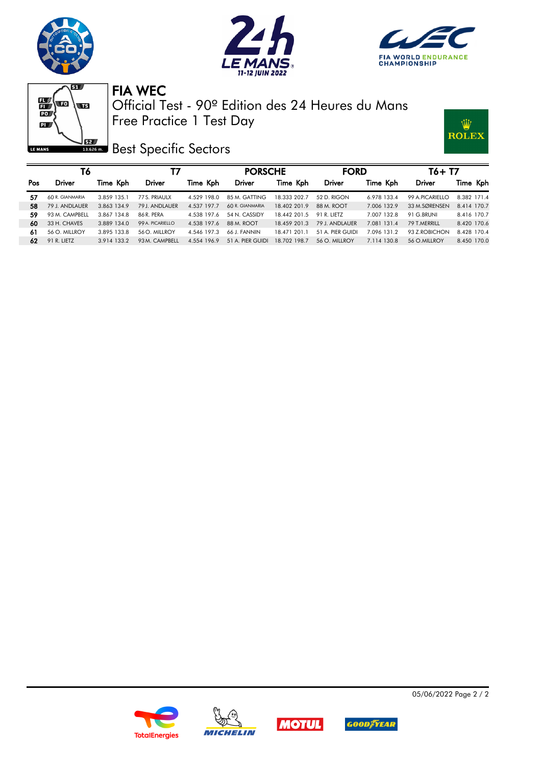# FIA WEC

Official Test - 90º Edition des 24 Heures du Mans

Free Practice 1 Test Day

## Best Specific Sectors

| | T6 | | | T7 | | | PORSCHE | | | FORD | | | T6+ T7 | | |
|---|---|---|---|---|---|---|---|---|---|---|---|---|---|---|---|
| Pos | Driver | Time | Kph | Driver | Time | Kph | Driver | Time | Kph | Driver | Time | Kph | Driver | Time | Kph |
| 57 | 60 R. GIANMARIA | 3.859 | 135.1 | 77 S. PRIAULX | 4.529 | 198.0 | 85 M. GATTING | 18.333 | 202.7 | 52 D. RIGON | 6.978 | 133.4 | 99 A.PICARIELLO | 8.382 | 171.4 |
| 58 | 79 J. ANDLAUER | 3.863 | 134.9 | 79 J. ANDLAUER | 4.537 | 197.7 | 60 R. GIANMARIA | 18.402 | 201.9 | 88 M. ROOT | 7.006 | 132.9 | 33 M.SØRENSEN | 8.414 | 170.7 |
| 59 | 93 M. CAMPBELL | 3.867 | 134.8 | 86 R. PERA | 4.538 | 197.6 | 54 N. CASSIDY | 18.442 | 201.5 | 91 R. LIETZ | 7.007 | 132.8 | 91 G.BRUNI | 8.416 | 170.7 |
| 60 | 33 H. CHAVES | 3.889 | 134.0 | 99 A. PICARIELLO | 4.538 | 197.6 | 88 M. ROOT | 18.459 | 201.3 | 79 J. ANDLAUER | 7.081 | 131.4 | 79 T.MERRILL | 8.420 | 170.6 |
| 61 | 56 O. MILLROY | 3.895 | 133.8 | 56 O. MILLROY | 4.546 | 197.3 | 66 J. FANNIN | 18.471 | 201.1 | 51 A. PIER GUIDI | 7.096 | 131.2 | 93 Z.ROBICHON | 8.428 | 170.4 |
| 62 | 91 R. LIETZ | 3.914 | 133.2 | 93 M. CAMPBELL | 4.554 | 196.9 | 51 A. PIER GUIDI | 18.702 | 198.7 | 56 O. MILLROY | 7.114 | 130.8 | 56 O.MILLROY | 8.450 | 170.0 |

05/06/2022